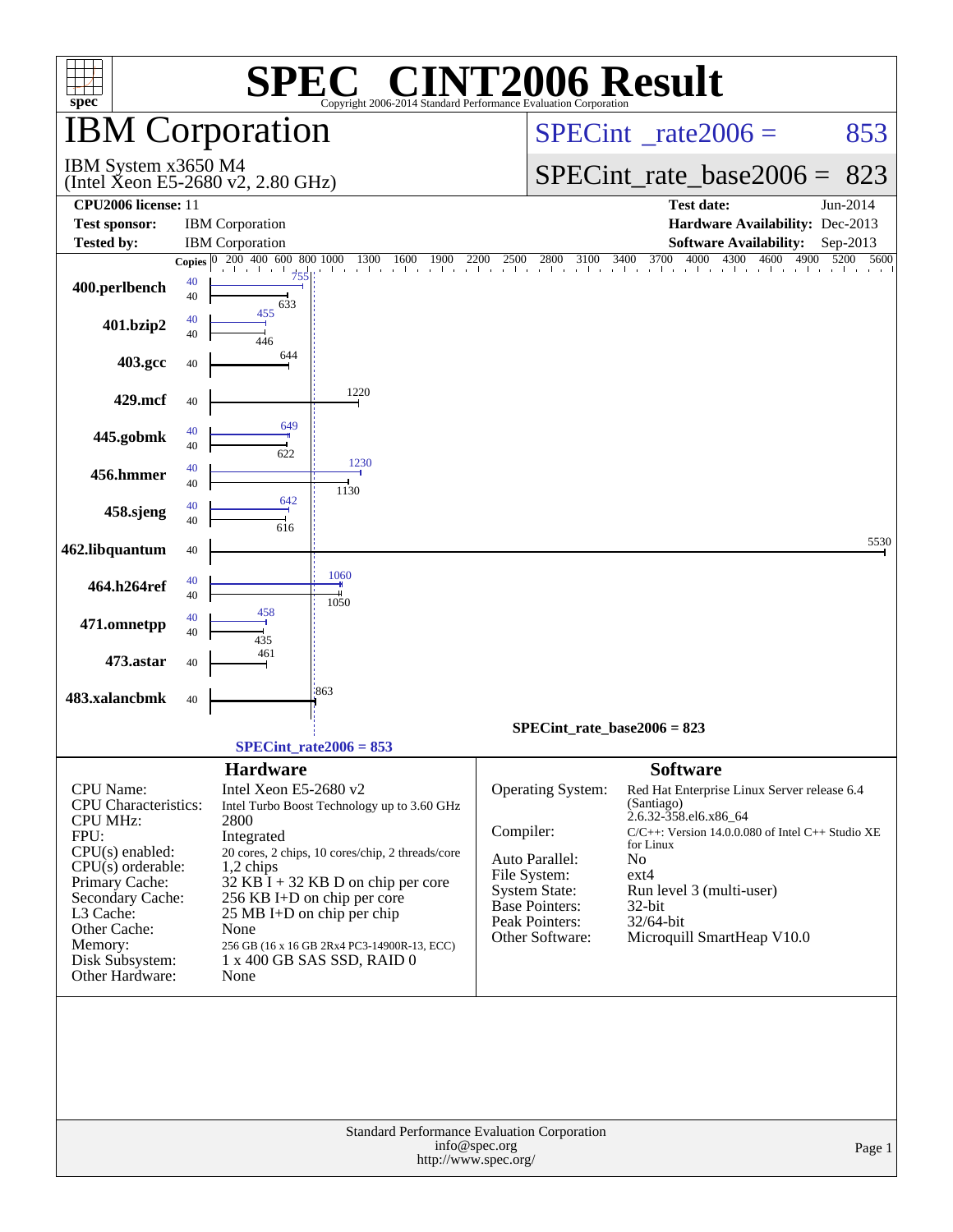# SPEC® CINT2006 Result

Copyright 2006-2014 Standard Performance Evaluation Corporation

## IBM Corporation

IBM System x3650 M4
(Intel Xeon E5-2680 v2, 2.80 GHz)

SPECint_rate2006 = 853

SPECint_rate_base2006 = 823

| | | | |
|---|---|---|---|
| **CPU2006 license:** | 11 | **Test date:** | Jun-2014 |
| **Test sponsor:** | IBM Corporation | **Hardware Availability:** | Dec-2013 |
| **Tested by:** | IBM Corporation | **Software Availability:** | Sep-2013 |

| Benchmark | Copies | Peak | Base |
|---|---|---|---|
| 400.perlbench | 40 | 755 | 633 |
| 401.bzip2 | 40 | 455 | 446 |
| 403.gcc | 40 | | 644 |
| 429.mcf | 40 | | 1220 |
| 445.gobmk | 40 | 649 | 622 |
| 456.hmmer | 40 | 1230 | 1130 |
| 458.sjeng | 40 | 642 | 616 |
| 462.libquantum | 40 | | 5530 |
| 464.h264ref | 40 | 1060 | 1050 |
| 471.omnetpp | 40 | 458 | 435 |
| 473.astar | 40 | | 461 |
| 483.xalancbmk | 40 | | 863 |

SPECint_rate_base2006 = 823

SPECint_rate2006 = 853

### Hardware

| | |
|---|---|
| CPU Name: | Intel Xeon E5-2680 v2 |
| CPU Characteristics: | Intel Turbo Boost Technology up to 3.60 GHz |
| CPU MHz: | 2800 |
| FPU: | Integrated |
| CPU(s) enabled: | 20 cores, 2 chips, 10 cores/chip, 2 threads/core |
| CPU(s) orderable: | 1,2 chips |
| Primary Cache: | 32 KB I + 32 KB D on chip per core |
| Secondary Cache: | 256 KB I+D on chip per core |
| L3 Cache: | 25 MB I+D on chip per chip |
| Other Cache: | None |
| Memory: | 256 GB (16 x 16 GB 2Rx4 PC3-14900R-13, ECC) |
| Disk Subsystem: | 1 x 400 GB SAS SSD, RAID 0 |
| Other Hardware: | None |

### Software

| | |
|---|---|
| Operating System: | Red Hat Enterprise Linux Server release 6.4 (Santiago) 2.6.32-358.el6.x86_64 |
| Compiler: | C/C++: Version 14.0.0.080 of Intel C++ Studio XE for Linux |
| Auto Parallel: | No |
| File System: | ext4 |
| System State: | Run level 3 (multi-user) |
| Base Pointers: | 32-bit |
| Peak Pointers: | 32/64-bit |
| Other Software: | Microquill SmartHeap V10.0 |

Standard Performance Evaluation Corporation
info@spec.org
http://www.spec.org/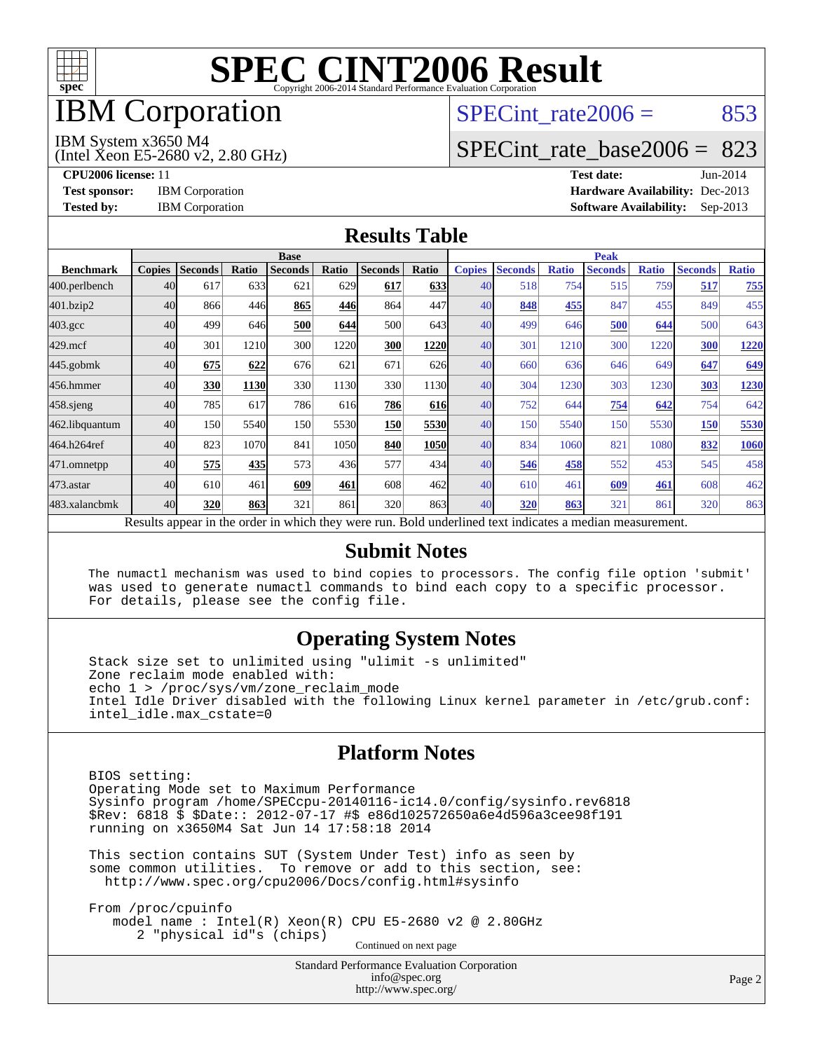# SPEC CINT2006 Result

Copyright 2006-2014 Standard Performance Evaluation Corporation

# IBM Corporation

IBM System x3650 M4
(Intel Xeon E5-2680 v2, 2.80 GHz)

SPECint_rate2006 = 853

SPECint_rate_base2006 = 823

**CPU2006 license:** 11
**Test sponsor:** IBM Corporation
**Tested by:** IBM Corporation

**Test date:** Jun-2014
**Hardware Availability:** Dec-2013
**Software Availability:** Sep-2013

## Results Table

| | Base | | | | | | | Peak | | | | | | |
|---|---|---|---|---|---|---|---|---|---|---|---|---|---|---|
| **Benchmark** | **Copies** | **Seconds** | **Ratio** | **Seconds** | **Ratio** | **Seconds** | **Ratio** | **Copies** | **Seconds** | **Ratio** | **Seconds** | **Ratio** | **Seconds** | **Ratio** |
| 400.perlbench | 40 | 617 | 633 | 621 | 629 | **617** | **633** | 40 | 518 | 754 | 515 | 759 | **517** | **755** |
| 401.bzip2 | 40 | 866 | 446 | **865** | **446** | 864 | 447 | 40 | **848** | **455** | 847 | 455 | 849 | 455 |
| 403.gcc | 40 | 499 | 646 | **500** | **644** | 500 | 643 | 40 | 499 | 646 | **500** | **644** | 500 | 643 |
| 429.mcf | 40 | 301 | 1210 | 300 | 1220 | **300** | **1220** | 40 | 301 | 1210 | 300 | 1220 | **300** | **1220** |
| 445.gobmk | 40 | **675** | **622** | 676 | 621 | 671 | 626 | 40 | 660 | 636 | 646 | 649 | **647** | **649** |
| 456.hmmer | 40 | **330** | **1130** | 330 | 1130 | 330 | 1130 | 40 | 304 | 1230 | 303 | 1230 | **303** | **1230** |
| 458.sjeng | 40 | 785 | 617 | 786 | 616 | **786** | **616** | 40 | 752 | 644 | **754** | **642** | 754 | 642 |
| 462.libquantum | 40 | 150 | 5540 | 150 | 5530 | **150** | **5530** | 40 | 150 | 5540 | 150 | 5530 | **150** | **5530** |
| 464.h264ref | 40 | 823 | 1070 | 841 | 1050 | **840** | **1050** | 40 | 834 | 1060 | 821 | 1080 | **832** | **1060** |
| 471.omnetpp | 40 | **575** | **435** | 573 | 436 | 577 | 434 | 40 | **546** | **458** | 552 | 453 | 545 | 458 |
| 473.astar | 40 | 610 | 461 | **609** | **461** | 608 | 462 | 40 | 610 | 461 | **609** | **461** | 608 | 462 |
| 483.xalancbmk | 40 | **320** | **863** | 321 | 861 | 320 | 863 | 40 | **320** | **863** | 321 | 861 | 320 | 863 |

Results appear in the order in which they were run. Bold underlined text indicates a median measurement.

## Submit Notes

```
The numactl mechanism was used to bind copies to processors. The config file option 'submit'
was used to generate numactl commands to bind each copy to a specific processor.
For details, please see the config file.
```

## Operating System Notes

```
Stack size set to unlimited using "ulimit -s unlimited"
Zone reclaim mode enabled with:
echo 1 > /proc/sys/vm/zone_reclaim_mode
Intel Idle Driver disabled with the following Linux kernel parameter in /etc/grub.conf:
intel_idle.max_cstate=0
```

## Platform Notes

```
BIOS setting:
Operating Mode set to Maximum Performance
Sysinfo program /home/SPECcpu-20140116-ic14.0/config/sysinfo.rev6818
$Rev: 6818 $ $Date:: 2012-07-17 #$ e86d102572650a6e4d596a3cee98f191
running on x3650M4 Sat Jun 14 17:58:18 2014

This section contains SUT (System Under Test) info as seen by
some common utilities.  To remove or add to this section, see:
  http://www.spec.org/cpu2006/Docs/config.html#sysinfo

From /proc/cpuinfo
   model name : Intel(R) Xeon(R) CPU E5-2680 v2 @ 2.80GHz
      2 "physical id"s (chips)
```

Continued on next page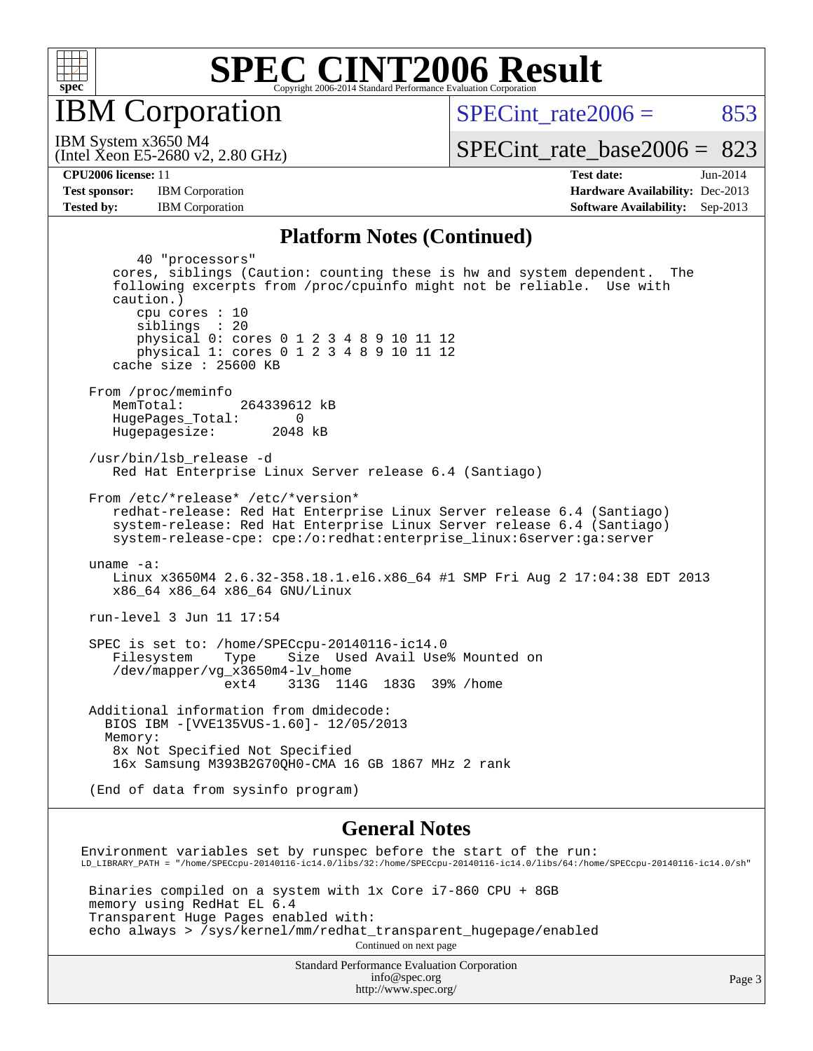# SPEC CINT2006 Result

## IBM Corporation

IBM System x3650 M4
(Intel Xeon E5-2680 v2, 2.80 GHz)

SPECint_rate2006 = 853

SPECint_rate_base2006 = 823

**CPU2006 license:** 11
**Test sponsor:** IBM Corporation
**Tested by:** IBM Corporation

**Test date:** Jun-2014
**Hardware Availability:** Dec-2013
**Software Availability:** Sep-2013

### Platform Notes (Continued)

```
        40 "processors"
     cores, siblings (Caution: counting these is hw and system dependent.  The
     following excerpts from /proc/cpuinfo might not be reliable.  Use with
     caution.)
        cpu cores : 10
        siblings  : 20
        physical 0: cores 0 1 2 3 4 8 9 10 11 12
        physical 1: cores 0 1 2 3 4 8 9 10 11 12
     cache size : 25600 KB

  From /proc/meminfo
     MemTotal:       264339612 kB
     HugePages_Total:       0
     Hugepagesize:       2048 kB

  /usr/bin/lsb_release -d
     Red Hat Enterprise Linux Server release 6.4 (Santiago)

  From /etc/*release* /etc/*version*
     redhat-release: Red Hat Enterprise Linux Server release 6.4 (Santiago)
     system-release: Red Hat Enterprise Linux Server release 6.4 (Santiago)
     system-release-cpe: cpe:/o:redhat:enterprise_linux:6server:ga:server

  uname -a:
     Linux x3650M4 2.6.32-358.18.1.el6.x86_64 #1 SMP Fri Aug 2 17:04:38 EDT 2013
     x86_64 x86_64 x86_64 GNU/Linux

  run-level 3 Jun 11 17:54

  SPEC is set to: /home/SPECcpu-20140116-ic14.0
     Filesystem     Type    Size  Used Avail Use% Mounted on
     /dev/mapper/vg_x3650m4-lv_home
                    ext4    313G  114G  183G  39% /home

  Additional information from dmidecode:
    BIOS IBM -[VVE135VUS-1.60]- 12/05/2013
    Memory:
     8x Not Specified Not Specified
     16x Samsung M393B2G70QH0-CMA 16 GB 1867 MHz 2 rank

  (End of data from sysinfo program)
```

### General Notes

```
 Environment variables set by runspec before the start of the run:
 LD_LIBRARY_PATH = "/home/SPECcpu-20140116-ic14.0/libs/32:/home/SPECcpu-20140116-ic14.0/libs/64:/home/SPECcpu-20140116-ic14.0/sh"

  Binaries compiled on a system with 1x Core i7-860 CPU + 8GB
  memory using RedHat EL 6.4
  Transparent Huge Pages enabled with:
  echo always > /sys/kernel/mm/redhat_transparent_hugepage/enabled
```

Continued on next page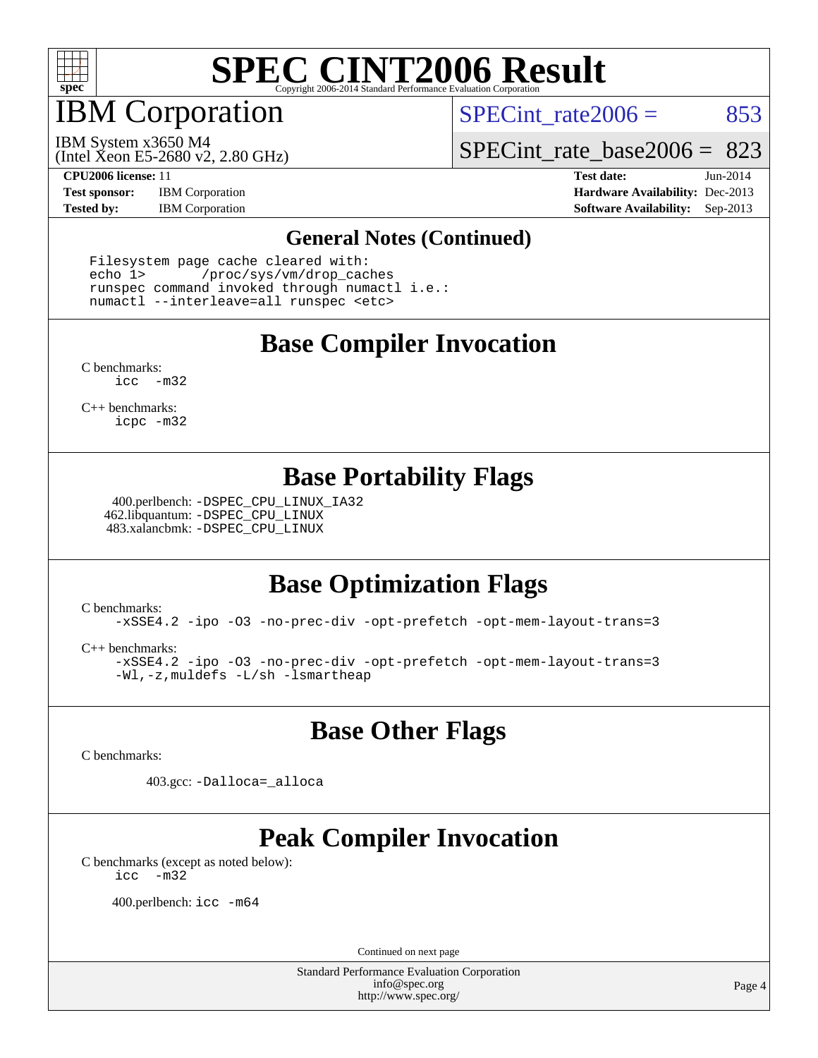# SPEC CINT2006 Result

## IBM Corporation

IBM System x3650 M4
(Intel Xeon E5-2680 v2, 2.80 GHz)

SPECint_rate2006 = 853

SPECint_rate_base2006 = 823

**CPU2006 license:** 11
**Test sponsor:** IBM Corporation
**Tested by:** IBM Corporation

**Test date:** Jun-2014
**Hardware Availability:** Dec-2013
**Software Availability:** Sep-2013

## General Notes (Continued)

```
Filesystem page cache cleared with:
echo 1>       /proc/sys/vm/drop_caches
runspec command invoked through numactl i.e.:
numactl --interleave=all runspec <etc>
```

## Base Compiler Invocation

C benchmarks:
`icc -m32`

C++ benchmarks:
`icpc -m32`

## Base Portability Flags

400.perlbench: `-DSPEC_CPU_LINUX_IA32`
462.libquantum: `-DSPEC_CPU_LINUX`
483.xalancbmk: `-DSPEC_CPU_LINUX`

## Base Optimization Flags

C benchmarks:
`-xSSE4.2 -ipo -O3 -no-prec-div -opt-prefetch -opt-mem-layout-trans=3`

C++ benchmarks:
`-xSSE4.2 -ipo -O3 -no-prec-div -opt-prefetch -opt-mem-layout-trans=3`
`-Wl,-z,muldefs -L/sh -lsmartheap`

## Base Other Flags

C benchmarks:

403.gcc: `-Dalloca=_alloca`

## Peak Compiler Invocation

C benchmarks (except as noted below):
`icc -m32`

400.perlbench: `icc -m64`

Continued on next page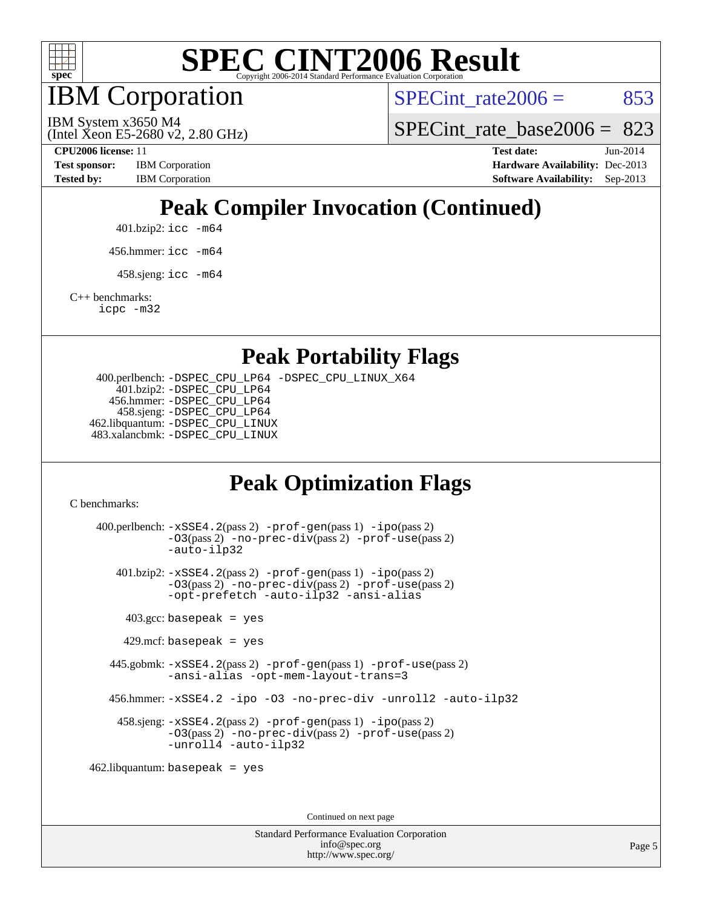# SPEC CINT2006 Result

Copyright 2006-2014 Standard Performance Evaluation Corporation

## IBM Corporation

IBM System x3650 M4
(Intel Xeon E5-2680 v2, 2.80 GHz)

SPECint_rate2006 = 853

SPECint_rate_base2006 = 823

| | | | |
|---|---|---|---|
| **CPU2006 license:** 11 | | **Test date:** | Jun-2014 |
| **Test sponsor:** | IBM Corporation | **Hardware Availability:** | Dec-2013 |
| **Tested by:** | IBM Corporation | **Software Availability:** | Sep-2013 |

## Peak Compiler Invocation (Continued)

401.bzip2: `icc -m64`

456.hmmer: `icc -m64`

458.sjeng: `icc -m64`

C++ benchmarks:
`icpc -m32`

## Peak Portability Flags

400.perlbench: `-DSPEC_CPU_LP64 -DSPEC_CPU_LINUX_X64`
401.bzip2: `-DSPEC_CPU_LP64`
456.hmmer: `-DSPEC_CPU_LP64`
458.sjeng: `-DSPEC_CPU_LP64`
462.libquantum: `-DSPEC_CPU_LINUX`
483.xalancbmk: `-DSPEC_CPU_LINUX`

## Peak Optimization Flags

C benchmarks:

400.perlbench: `-xSSE4.2`(pass 2) `-prof-gen`(pass 1) `-ipo`(pass 2) `-O3`(pass 2) `-no-prec-div`(pass 2) `-prof-use`(pass 2) `-auto-ilp32`

401.bzip2: `-xSSE4.2`(pass 2) `-prof-gen`(pass 1) `-ipo`(pass 2) `-O3`(pass 2) `-no-prec-div`(pass 2) `-prof-use`(pass 2) `-opt-prefetch -auto-ilp32 -ansi-alias`

403.gcc: `basepeak = yes`

429.mcf: `basepeak = yes`

445.gobmk: `-xSSE4.2`(pass 2) `-prof-gen`(pass 1) `-prof-use`(pass 2) `-ansi-alias -opt-mem-layout-trans=3`

456.hmmer: `-xSSE4.2 -ipo -O3 -no-prec-div -unroll2 -auto-ilp32`

458.sjeng: `-xSSE4.2`(pass 2) `-prof-gen`(pass 1) `-ipo`(pass 2) `-O3`(pass 2) `-no-prec-div`(pass 2) `-prof-use`(pass 2) `-unroll4 -auto-ilp32`

462.libquantum: `basepeak = yes`

Continued on next page

Standard Performance Evaluation Corporation
info@spec.org
http://www.spec.org/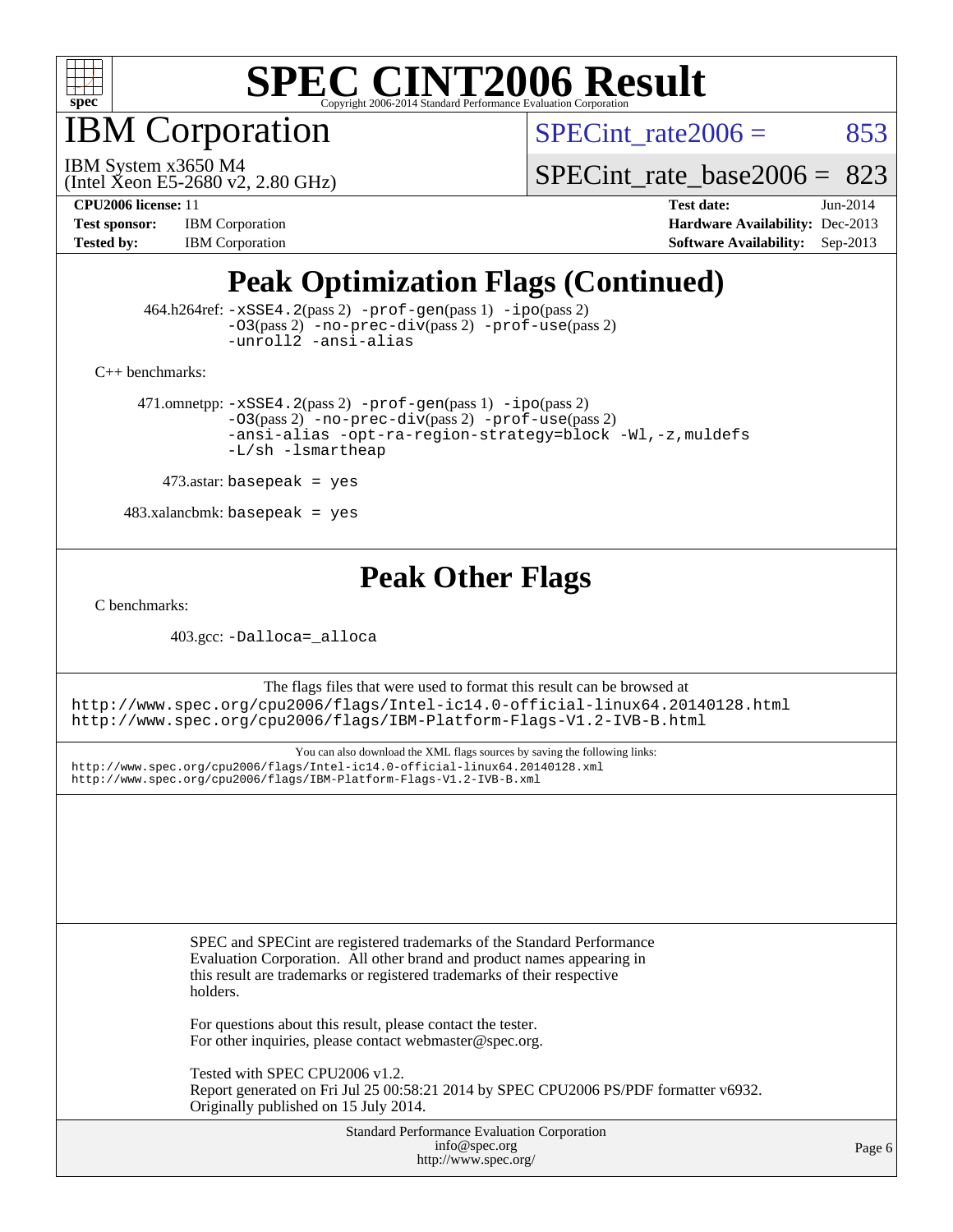# SPEC CINT2006 Result

Copyright 2006-2014 Standard Performance Evaluation Corporation

# IBM Corporation

IBM System x3650 M4
(Intel Xeon E5-2680 v2, 2.80 GHz)

SPECint_rate2006 = 853

SPECint_rate_base2006 = 823

**CPU2006 license:** 11
**Test sponsor:** IBM Corporation
**Tested by:** IBM Corporation

**Test date:** Jun-2014
**Hardware Availability:** Dec-2013
**Software Availability:** Sep-2013

## Peak Optimization Flags (Continued)

464.h264ref: -xSSE4.2(pass 2) -prof-gen(pass 1) -ipo(pass 2) -O3(pass 2) -no-prec-div(pass 2) -prof-use(pass 2) -unroll2 -ansi-alias

C++ benchmarks:

471.omnetpp: -xSSE4.2(pass 2) -prof-gen(pass 1) -ipo(pass 2) -O3(pass 2) -no-prec-div(pass 2) -prof-use(pass 2) -ansi-alias -opt-ra-region-strategy=block -Wl,-z,muldefs -L/sh -lsmartheap

473.astar: basepeak = yes

483.xalancbmk: basepeak = yes

## Peak Other Flags

C benchmarks:

403.gcc: -Dalloca=_alloca

The flags files that were used to format this result can be browsed at
http://www.spec.org/cpu2006/flags/Intel-ic14.0-official-linux64.20140128.html
http://www.spec.org/cpu2006/flags/IBM-Platform-Flags-V1.2-IVB-B.html

You can also download the XML flags sources by saving the following links:
http://www.spec.org/cpu2006/flags/Intel-ic14.0-official-linux64.20140128.xml
http://www.spec.org/cpu2006/flags/IBM-Platform-Flags-V1.2-IVB-B.xml

SPEC and SPECint are registered trademarks of the Standard Performance Evaluation Corporation. All other brand and product names appearing in this result are trademarks or registered trademarks of their respective holders.

For questions about this result, please contact the tester.
For other inquiries, please contact webmaster@spec.org.

Tested with SPEC CPU2006 v1.2.
Report generated on Fri Jul 25 00:58:21 2014 by SPEC CPU2006 PS/PDF formatter v6932.
Originally published on 15 July 2014.

Standard Performance Evaluation Corporation
info@spec.org
http://www.spec.org/